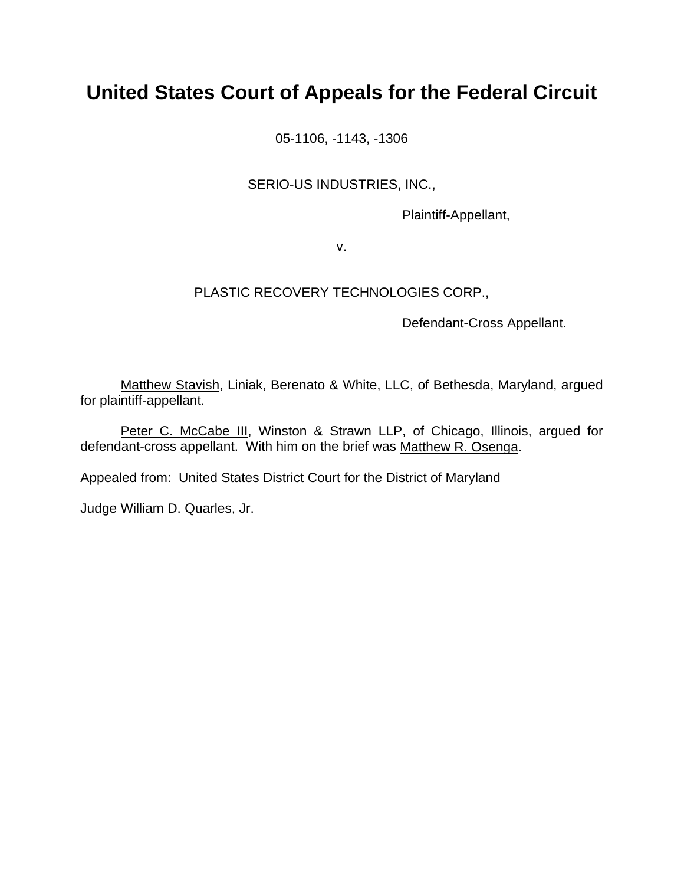# United States Court of Appeals for the Federal Circuit

05-1106, -1143, -1306

SERIO-US INDUSTRIES, INC.,

Plaintiff-Appellant,

v.

PLASTIC RECOVERY TECHNOLOGIES CORP.,

Defendant-Cross Appellant.

Matthew Stavish, Liniak, Berenato & White, LLC, of Bethesda, Maryland, argued for plaintiff-appellant.

Peter C. McCabe III, Winston & Strawn LLP, of Chicago, Illinois, argued for defendant-cross appellant. With him on the brief was Matthew R. Osenga.

Appealed from: United States District Court for the District of Maryland

Judge William D. Quarles, Jr.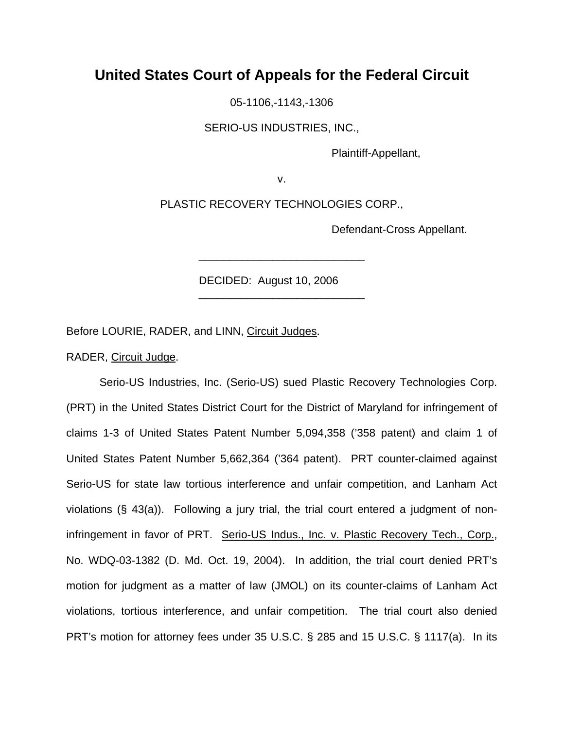# United States Court of Appeals for the Federal Circuit

05-1106,-1143,-1306

SERIO-US INDUSTRIES, INC.,

Plaintiff-Appellant,

v.

PLASTIC RECOVERY TECHNOLOGIES CORP.,

Defendant-Cross Appellant.

---

DECIDED: August 10, 2006

---

Before LOURIE, RADER, and LINN, Circuit Judges.

RADER, Circuit Judge.

Serio-US Industries, Inc. (Serio-US) sued Plastic Recovery Technologies Corp. (PRT) in the United States District Court for the District of Maryland for infringement of claims 1-3 of United States Patent Number 5,094,358 ('358 patent) and claim 1 of United States Patent Number 5,662,364 ('364 patent). PRT counter-claimed against Serio-US for state law tortious interference and unfair competition, and Lanham Act violations (§ 43(a)). Following a jury trial, the trial court entered a judgment of non-infringement in favor of PRT. Serio-US Indus., Inc. v. Plastic Recovery Tech., Corp., No. WDQ-03-1382 (D. Md. Oct. 19, 2004). In addition, the trial court denied PRT's motion for judgment as a matter of law (JMOL) on its counter-claims of Lanham Act violations, tortious interference, and unfair competition. The trial court also denied PRT's motion for attorney fees under 35 U.S.C. § 285 and 15 U.S.C. § 1117(a). In its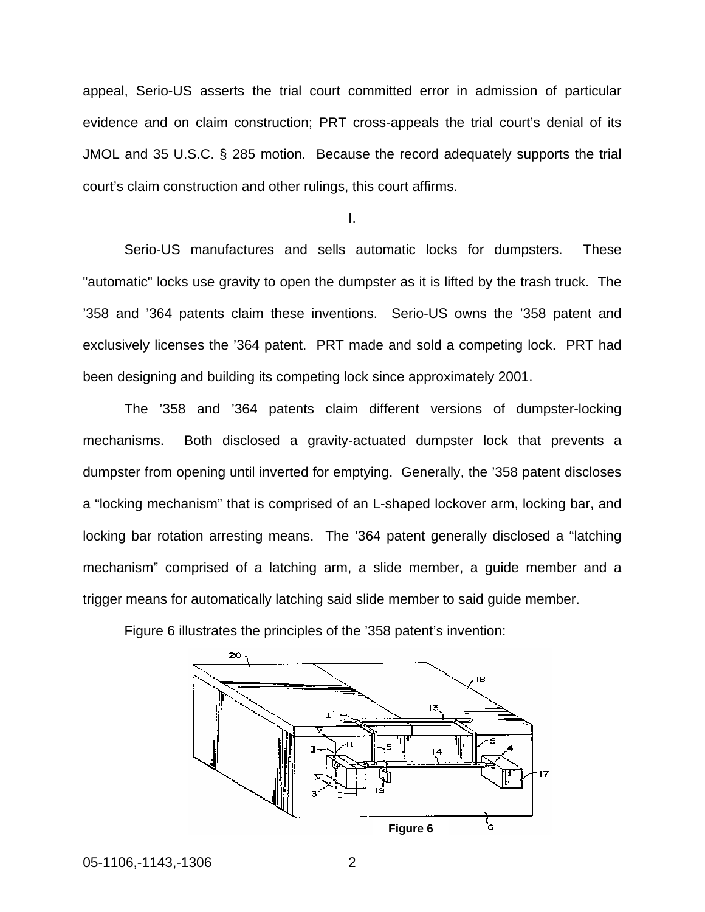appeal, Serio-US asserts the trial court committed error in admission of particular evidence and on claim construction; PRT cross-appeals the trial court's denial of its JMOL and 35 U.S.C. § 285 motion. Because the record adequately supports the trial court's claim construction and other rulings, this court affirms.

I.

Serio-US manufactures and sells automatic locks for dumpsters. These "automatic" locks use gravity to open the dumpster as it is lifted by the trash truck. The '358 and '364 patents claim these inventions. Serio-US owns the '358 patent and exclusively licenses the '364 patent. PRT made and sold a competing lock. PRT had been designing and building its competing lock since approximately 2001.

The '358 and '364 patents claim different versions of dumpster-locking mechanisms. Both disclosed a gravity-actuated dumpster lock that prevents a dumpster from opening until inverted for emptying. Generally, the '358 patent discloses a "locking mechanism" that is comprised of an L-shaped lockover arm, locking bar, and locking bar rotation arresting means. The '364 patent generally disclosed a "latching mechanism" comprised of a latching arm, a slide member, a guide member and a trigger means for automatically latching said slide member to said guide member.

Figure 6 illustrates the principles of the '358 patent's invention:

Figure 6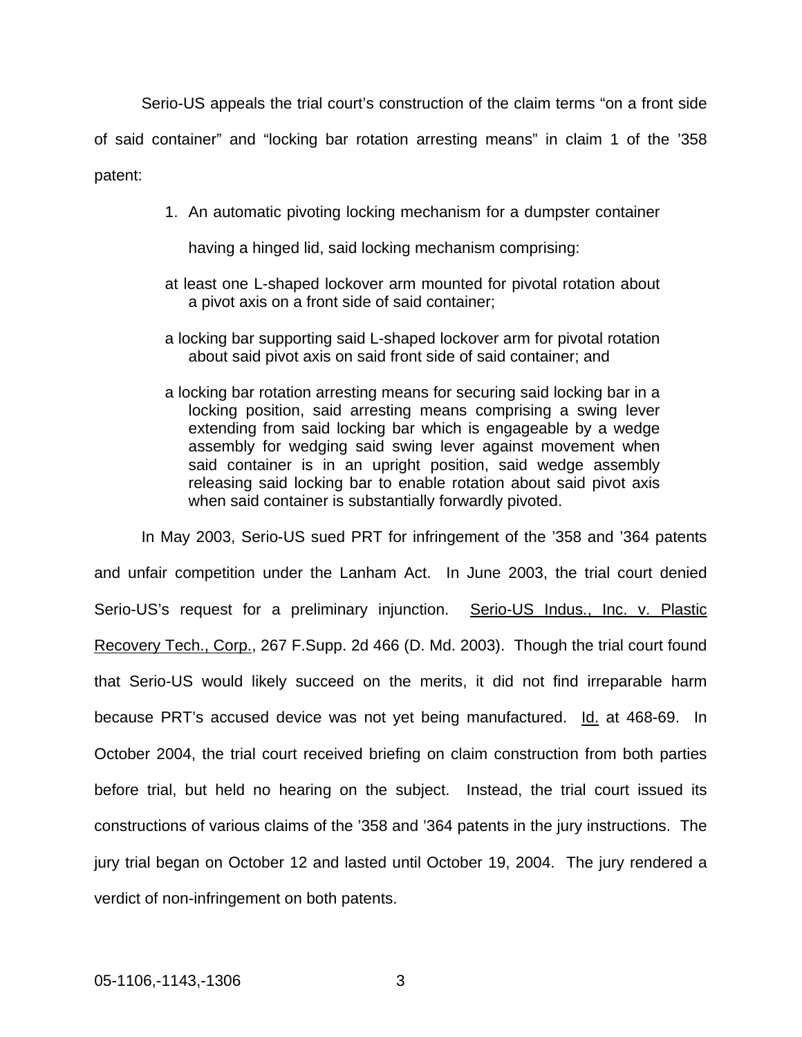Serio-US appeals the trial court's construction of the claim terms "on a front side of said container" and "locking bar rotation arresting means" in claim 1 of the '358 patent:

> 1. An automatic pivoting locking mechanism for a dumpster container having a hinged lid, said locking mechanism comprising:
>
> at least one L-shaped lockover arm mounted for pivotal rotation about a pivot axis on a front side of said container;
>
> a locking bar supporting said L-shaped lockover arm for pivotal rotation about said pivot axis on said front side of said container; and
>
> a locking bar rotation arresting means for securing said locking bar in a locking position, said arresting means comprising a swing lever extending from said locking bar which is engageable by a wedge assembly for wedging said swing lever against movement when said container is in an upright position, said wedge assembly releasing said locking bar to enable rotation about said pivot axis when said container is substantially forwardly pivoted.

In May 2003, Serio-US sued PRT for infringement of the '358 and '364 patents and unfair competition under the Lanham Act. In June 2003, the trial court denied Serio-US's request for a preliminary injunction. Serio-US Indus., Inc. v. Plastic Recovery Tech., Corp., 267 F.Supp. 2d 466 (D. Md. 2003). Though the trial court found that Serio-US would likely succeed on the merits, it did not find irreparable harm because PRT's accused device was not yet being manufactured. Id. at 468-69. In October 2004, the trial court received briefing on claim construction from both parties before trial, but held no hearing on the subject. Instead, the trial court issued its constructions of various claims of the '358 and '364 patents in the jury instructions. The jury trial began on October 12 and lasted until October 19, 2004. The jury rendered a verdict of non-infringement on both patents.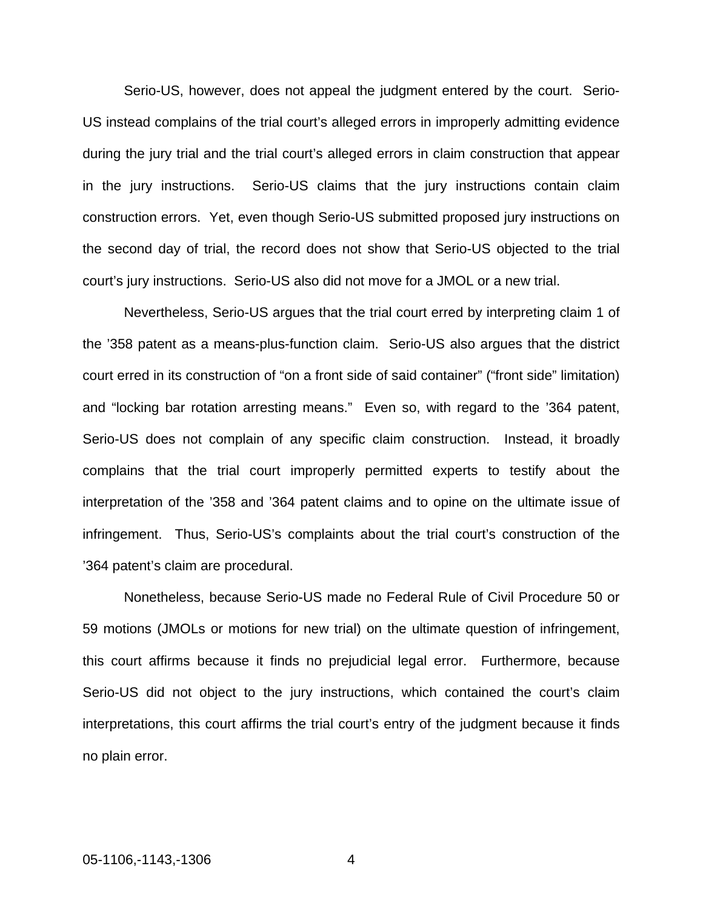Serio-US, however, does not appeal the judgment entered by the court. Serio-US instead complains of the trial court's alleged errors in improperly admitting evidence during the jury trial and the trial court's alleged errors in claim construction that appear in the jury instructions. Serio-US claims that the jury instructions contain claim construction errors. Yet, even though Serio-US submitted proposed jury instructions on the second day of trial, the record does not show that Serio-US objected to the trial court's jury instructions. Serio-US also did not move for a JMOL or a new trial.

Nevertheless, Serio-US argues that the trial court erred by interpreting claim 1 of the '358 patent as a means-plus-function claim. Serio-US also argues that the district court erred in its construction of "on a front side of said container" ("front side" limitation) and "locking bar rotation arresting means." Even so, with regard to the '364 patent, Serio-US does not complain of any specific claim construction. Instead, it broadly complains that the trial court improperly permitted experts to testify about the interpretation of the '358 and '364 patent claims and to opine on the ultimate issue of infringement. Thus, Serio-US's complaints about the trial court's construction of the '364 patent's claim are procedural.

Nonetheless, because Serio-US made no Federal Rule of Civil Procedure 50 or 59 motions (JMOLs or motions for new trial) on the ultimate question of infringement, this court affirms because it finds no prejudicial legal error. Furthermore, because Serio-US did not object to the jury instructions, which contained the court's claim interpretations, this court affirms the trial court's entry of the judgment because it finds no plain error.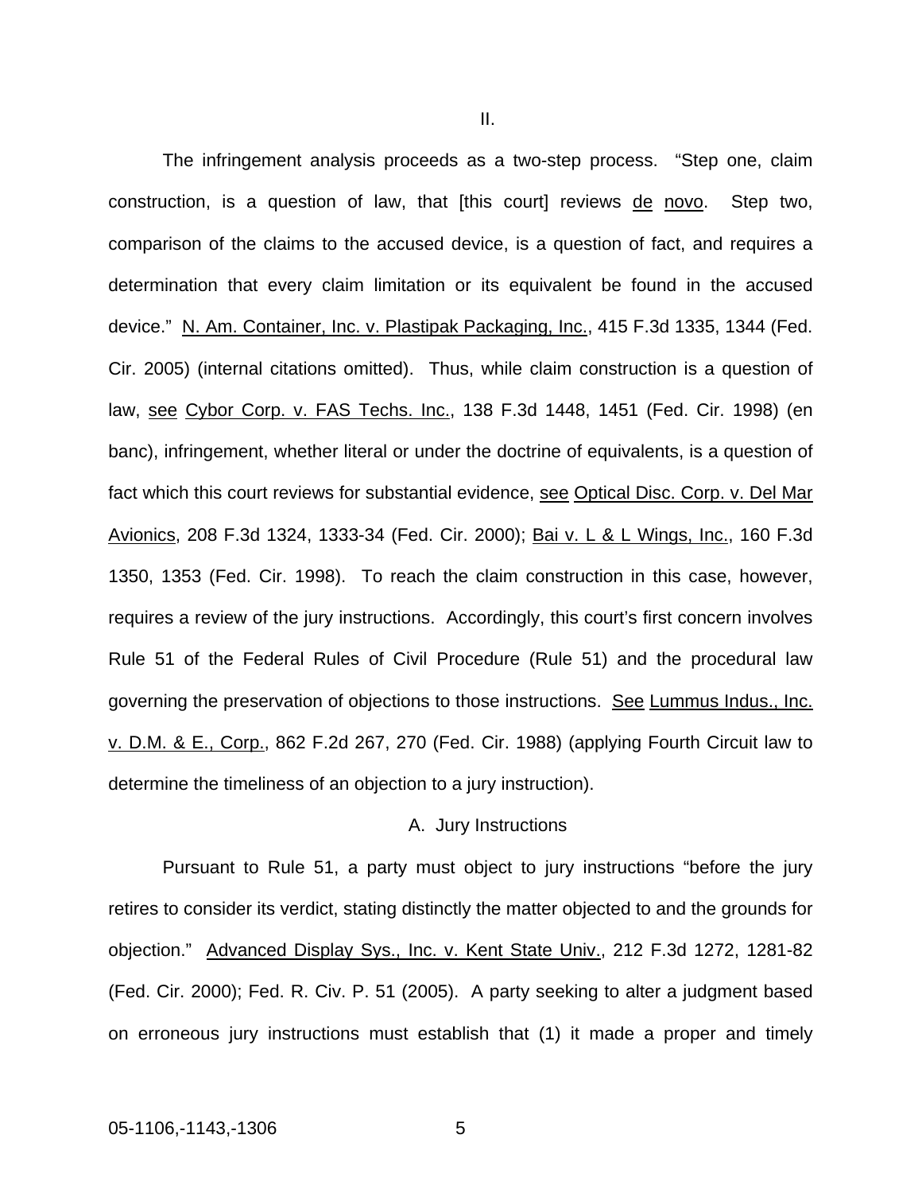II.

The infringement analysis proceeds as a two-step process. "Step one, claim construction, is a question of law, that [this court] reviews de novo. Step two, comparison of the claims to the accused device, is a question of fact, and requires a determination that every claim limitation or its equivalent be found in the accused device." N. Am. Container, Inc. v. Plastipak Packaging, Inc., 415 F.3d 1335, 1344 (Fed. Cir. 2005) (internal citations omitted). Thus, while claim construction is a question of law, see Cybor Corp. v. FAS Techs. Inc., 138 F.3d 1448, 1451 (Fed. Cir. 1998) (en banc), infringement, whether literal or under the doctrine of equivalents, is a question of fact which this court reviews for substantial evidence, see Optical Disc. Corp. v. Del Mar Avionics, 208 F.3d 1324, 1333-34 (Fed. Cir. 2000); Bai v. L & L Wings, Inc., 160 F.3d 1350, 1353 (Fed. Cir. 1998). To reach the claim construction in this case, however, requires a review of the jury instructions. Accordingly, this court's first concern involves Rule 51 of the Federal Rules of Civil Procedure (Rule 51) and the procedural law governing the preservation of objections to those instructions. See Lummus Indus., Inc. v. D.M. & E., Corp., 862 F.2d 267, 270 (Fed. Cir. 1988) (applying Fourth Circuit law to determine the timeliness of an objection to a jury instruction).

### A. Jury Instructions

Pursuant to Rule 51, a party must object to jury instructions "before the jury retires to consider its verdict, stating distinctly the matter objected to and the grounds for objection." Advanced Display Sys., Inc. v. Kent State Univ., 212 F.3d 1272, 1281-82 (Fed. Cir. 2000); Fed. R. Civ. P. 51 (2005). A party seeking to alter a judgment based on erroneous jury instructions must establish that (1) it made a proper and timely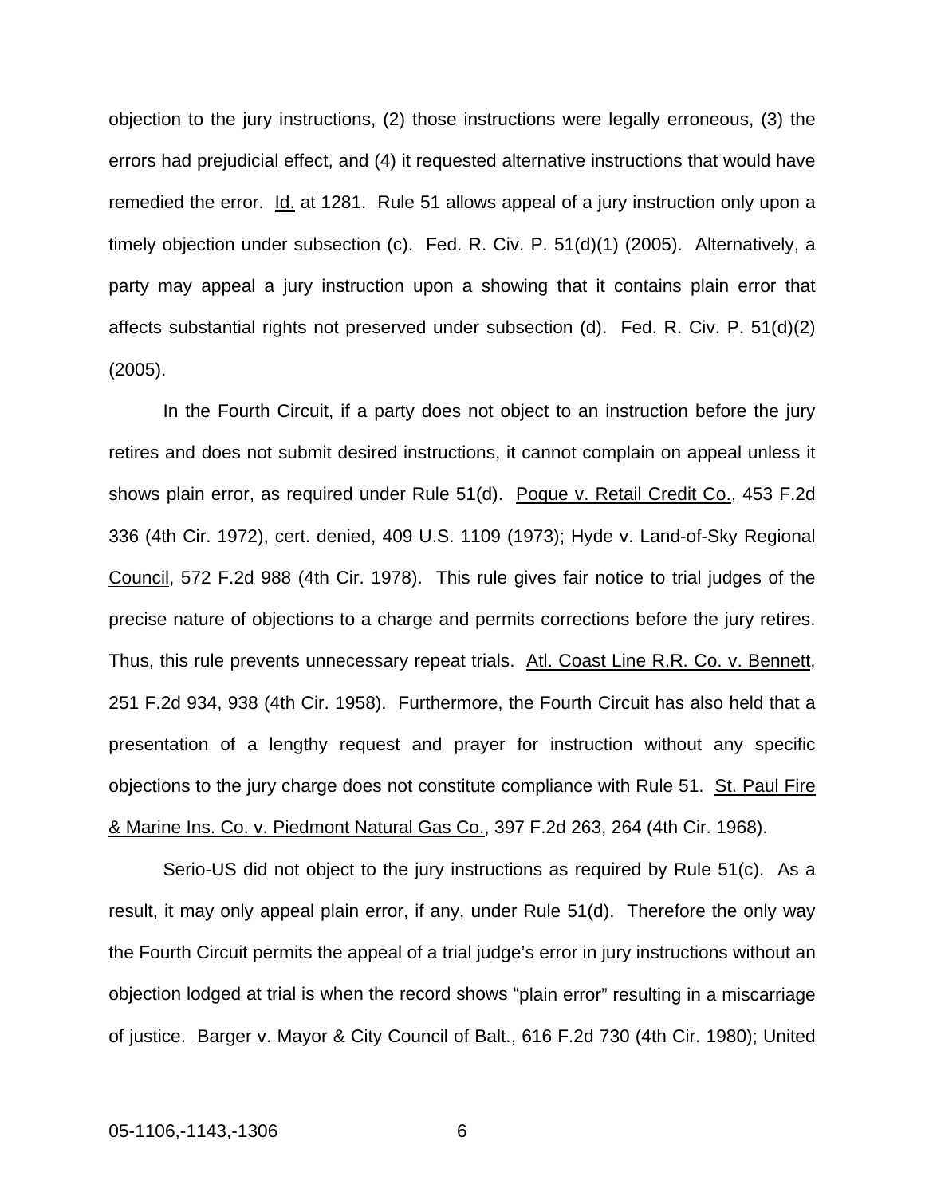objection to the jury instructions, (2) those instructions were legally erroneous, (3) the errors had prejudicial effect, and (4) it requested alternative instructions that would have remedied the error. Id. at 1281. Rule 51 allows appeal of a jury instruction only upon a timely objection under subsection (c). Fed. R. Civ. P. 51(d)(1) (2005). Alternatively, a party may appeal a jury instruction upon a showing that it contains plain error that affects substantial rights not preserved under subsection (d). Fed. R. Civ. P. 51(d)(2) (2005).

In the Fourth Circuit, if a party does not object to an instruction before the jury retires and does not submit desired instructions, it cannot complain on appeal unless it shows plain error, as required under Rule 51(d). Pogue v. Retail Credit Co., 453 F.2d 336 (4th Cir. 1972), cert. denied, 409 U.S. 1109 (1973); Hyde v. Land-of-Sky Regional Council, 572 F.2d 988 (4th Cir. 1978). This rule gives fair notice to trial judges of the precise nature of objections to a charge and permits corrections before the jury retires. Thus, this rule prevents unnecessary repeat trials. Atl. Coast Line R.R. Co. v. Bennett, 251 F.2d 934, 938 (4th Cir. 1958). Furthermore, the Fourth Circuit has also held that a presentation of a lengthy request and prayer for instruction without any specific objections to the jury charge does not constitute compliance with Rule 51. St. Paul Fire & Marine Ins. Co. v. Piedmont Natural Gas Co., 397 F.2d 263, 264 (4th Cir. 1968).

Serio-US did not object to the jury instructions as required by Rule 51(c). As a result, it may only appeal plain error, if any, under Rule 51(d). Therefore the only way the Fourth Circuit permits the appeal of a trial judge's error in jury instructions without an objection lodged at trial is when the record shows "plain error" resulting in a miscarriage of justice. Barger v. Mayor & City Council of Balt., 616 F.2d 730 (4th Cir. 1980); United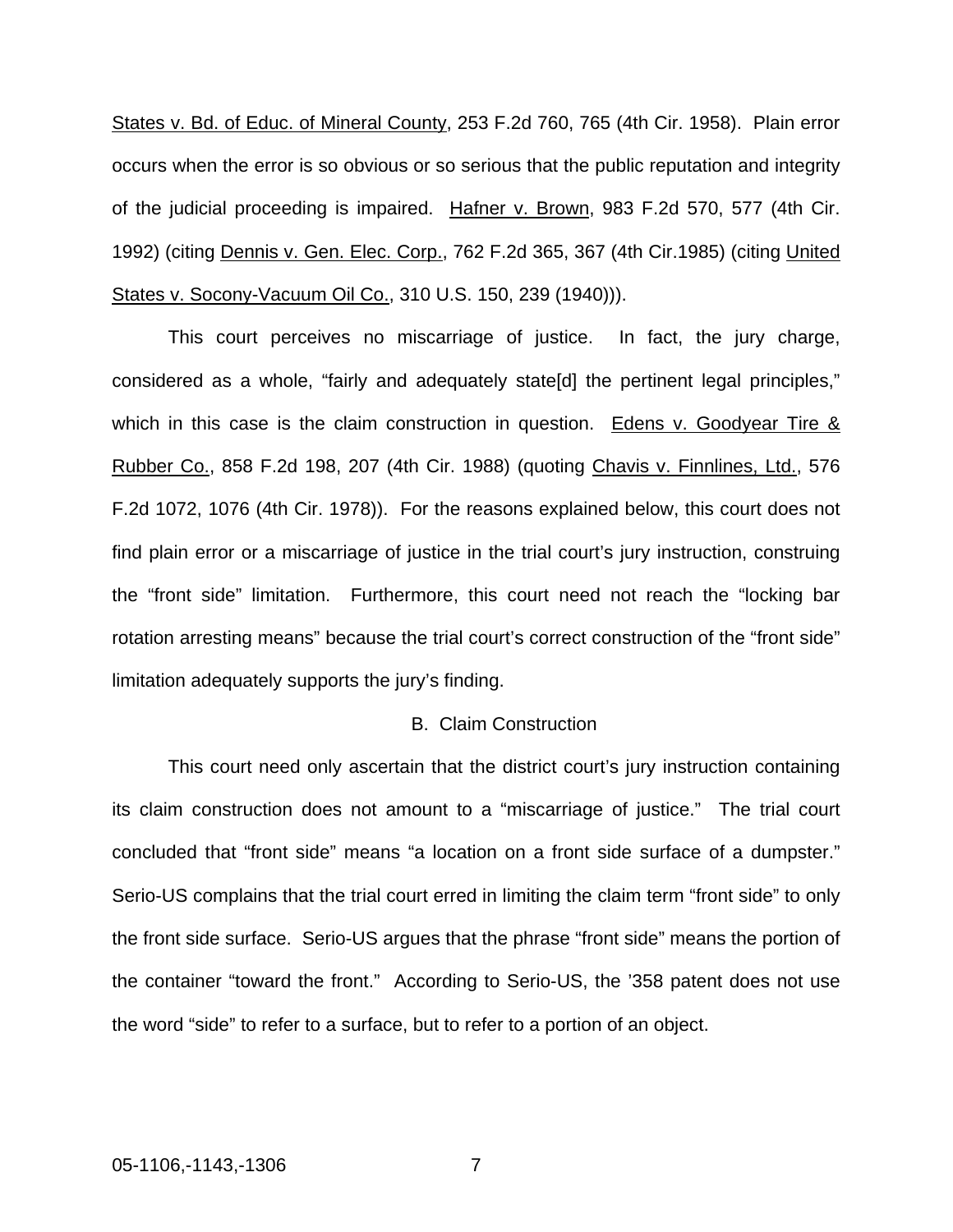States v. Bd. of Educ. of Mineral County, 253 F.2d 760, 765 (4th Cir. 1958). Plain error occurs when the error is so obvious or so serious that the public reputation and integrity of the judicial proceeding is impaired. Hafner v. Brown, 983 F.2d 570, 577 (4th Cir. 1992) (citing Dennis v. Gen. Elec. Corp., 762 F.2d 365, 367 (4th Cir.1985) (citing United States v. Socony-Vacuum Oil Co., 310 U.S. 150, 239 (1940))).

This court perceives no miscarriage of justice. In fact, the jury charge, considered as a whole, "fairly and adequately state[d] the pertinent legal principles," which in this case is the claim construction in question. Edens v. Goodyear Tire & Rubber Co., 858 F.2d 198, 207 (4th Cir. 1988) (quoting Chavis v. Finnlines, Ltd., 576 F.2d 1072, 1076 (4th Cir. 1978)). For the reasons explained below, this court does not find plain error or a miscarriage of justice in the trial court's jury instruction, construing the "front side" limitation. Furthermore, this court need not reach the "locking bar rotation arresting means" because the trial court's correct construction of the "front side" limitation adequately supports the jury's finding.

### B. Claim Construction

This court need only ascertain that the district court's jury instruction containing its claim construction does not amount to a "miscarriage of justice." The trial court concluded that "front side" means "a location on a front side surface of a dumpster." Serio-US complains that the trial court erred in limiting the claim term "front side" to only the front side surface. Serio-US argues that the phrase "front side" means the portion of the container "toward the front." According to Serio-US, the '358 patent does not use the word "side" to refer to a surface, but to refer to a portion of an object.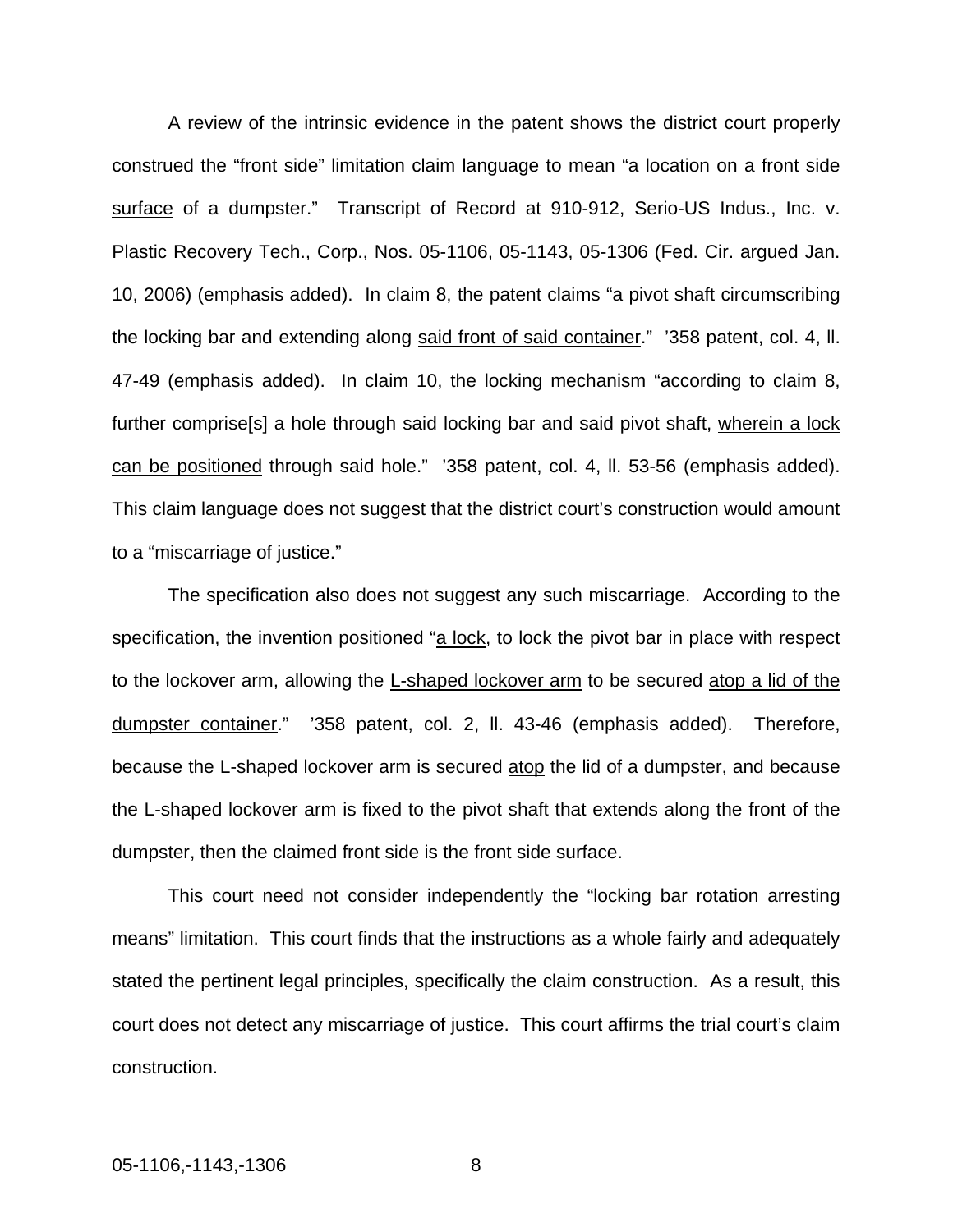A review of the intrinsic evidence in the patent shows the district court properly construed the "front side" limitation claim language to mean "a location on a front side <u>surface</u> of a dumpster." Transcript of Record at 910-912, Serio-US Indus., Inc. v. Plastic Recovery Tech., Corp., Nos. 05-1106, 05-1143, 05-1306 (Fed. Cir. argued Jan. 10, 2006) (emphasis added). In claim 8, the patent claims "a pivot shaft circumscribing the locking bar and extending along <u>said front of said container</u>." '358 patent, col. 4, ll. 47-49 (emphasis added). In claim 10, the locking mechanism "according to claim 8, further comprise[s] a hole through said locking bar and said pivot shaft, <u>wherein a lock can be positioned</u> through said hole." '358 patent, col. 4, ll. 53-56 (emphasis added). This claim language does not suggest that the district court's construction would amount to a "miscarriage of justice."

The specification also does not suggest any such miscarriage. According to the specification, the invention positioned "<u>a lock</u>, to lock the pivot bar in place with respect to the lockover arm, allowing the <u>L-shaped lockover arm</u> to be secured <u>atop a lid of the dumpster container</u>." '358 patent, col. 2, ll. 43-46 (emphasis added). Therefore, because the L-shaped lockover arm is secured <u>atop</u> the lid of a dumpster, and because the L-shaped lockover arm is fixed to the pivot shaft that extends along the front of the dumpster, then the claimed front side is the front side surface.

This court need not consider independently the "locking bar rotation arresting means" limitation. This court finds that the instructions as a whole fairly and adequately stated the pertinent legal principles, specifically the claim construction. As a result, this court does not detect any miscarriage of justice. This court affirms the trial court's claim construction.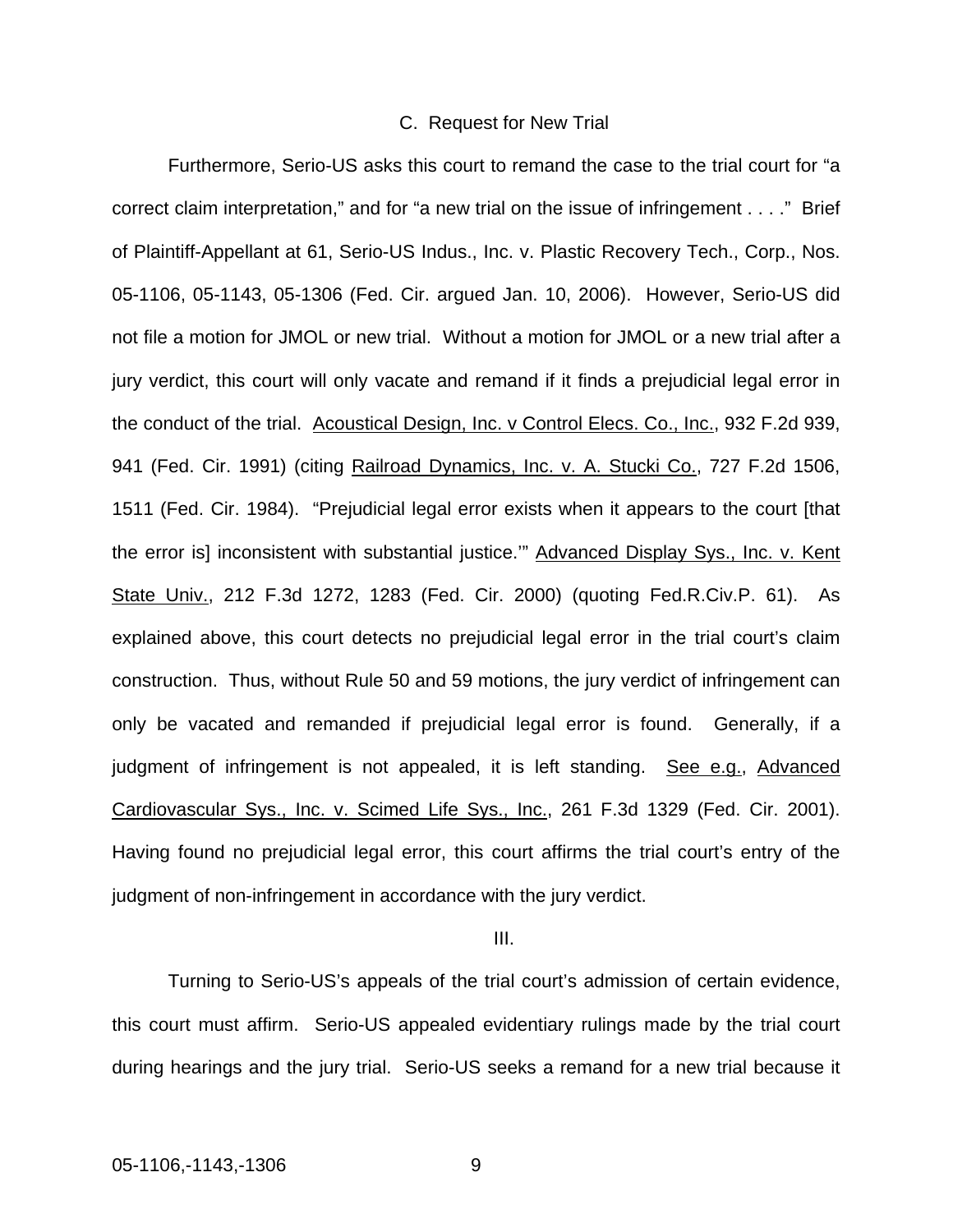### C. Request for New Trial

Furthermore, Serio-US asks this court to remand the case to the trial court for "a correct claim interpretation," and for "a new trial on the issue of infringement . . . ." Brief of Plaintiff-Appellant at 61, Serio-US Indus., Inc. v. Plastic Recovery Tech., Corp., Nos. 05-1106, 05-1143, 05-1306 (Fed. Cir. argued Jan. 10, 2006). However, Serio-US did not file a motion for JMOL or new trial. Without a motion for JMOL or a new trial after a jury verdict, this court will only vacate and remand if it finds a prejudicial legal error in the conduct of the trial. Acoustical Design, Inc. v Control Elecs. Co., Inc., 932 F.2d 939, 941 (Fed. Cir. 1991) (citing Railroad Dynamics, Inc. v. A. Stucki Co., 727 F.2d 1506, 1511 (Fed. Cir. 1984). "Prejudicial legal error exists when it appears to the court [that the error is] inconsistent with substantial justice.'" Advanced Display Sys., Inc. v. Kent State Univ., 212 F.3d 1272, 1283 (Fed. Cir. 2000) (quoting Fed.R.Civ.P. 61). As explained above, this court detects no prejudicial legal error in the trial court's claim construction. Thus, without Rule 50 and 59 motions, the jury verdict of infringement can only be vacated and remanded if prejudicial legal error is found. Generally, if a judgment of infringement is not appealed, it is left standing. See e.g., Advanced Cardiovascular Sys., Inc. v. Scimed Life Sys., Inc., 261 F.3d 1329 (Fed. Cir. 2001). Having found no prejudicial legal error, this court affirms the trial court's entry of the judgment of non-infringement in accordance with the jury verdict.

## III.

Turning to Serio-US's appeals of the trial court's admission of certain evidence, this court must affirm. Serio-US appealed evidentiary rulings made by the trial court during hearings and the jury trial. Serio-US seeks a remand for a new trial because it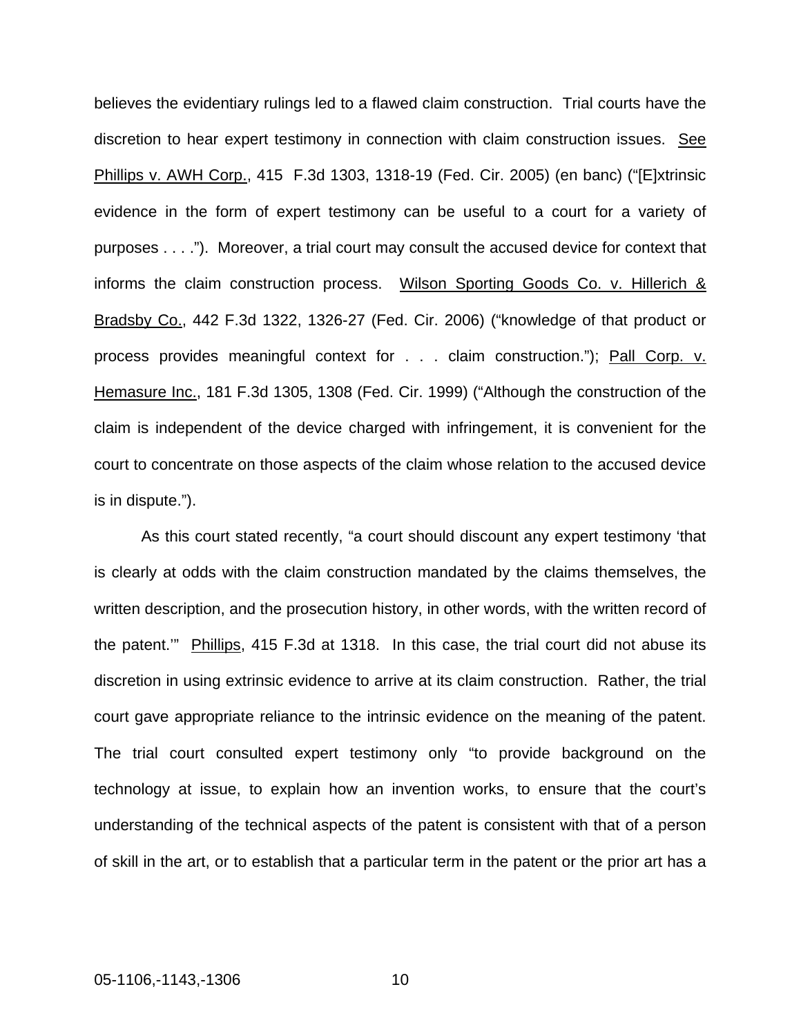believes the evidentiary rulings led to a flawed claim construction. Trial courts have the discretion to hear expert testimony in connection with claim construction issues. See Phillips v. AWH Corp., 415 F.3d 1303, 1318-19 (Fed. Cir. 2005) (en banc) ("[E]xtrinsic evidence in the form of expert testimony can be useful to a court for a variety of purposes . . . ."). Moreover, a trial court may consult the accused device for context that informs the claim construction process. Wilson Sporting Goods Co. v. Hillerich & Bradsby Co., 442 F.3d 1322, 1326-27 (Fed. Cir. 2006) ("knowledge of that product or process provides meaningful context for . . . claim construction."); Pall Corp. v. Hemasure Inc., 181 F.3d 1305, 1308 (Fed. Cir. 1999) ("Although the construction of the claim is independent of the device charged with infringement, it is convenient for the court to concentrate on those aspects of the claim whose relation to the accused device is in dispute.").

As this court stated recently, "a court should discount any expert testimony 'that is clearly at odds with the claim construction mandated by the claims themselves, the written description, and the prosecution history, in other words, with the written record of the patent.'" Phillips, 415 F.3d at 1318. In this case, the trial court did not abuse its discretion in using extrinsic evidence to arrive at its claim construction. Rather, the trial court gave appropriate reliance to the intrinsic evidence on the meaning of the patent. The trial court consulted expert testimony only "to provide background on the technology at issue, to explain how an invention works, to ensure that the court's understanding of the technical aspects of the patent is consistent with that of a person of skill in the art, or to establish that a particular term in the patent or the prior art has a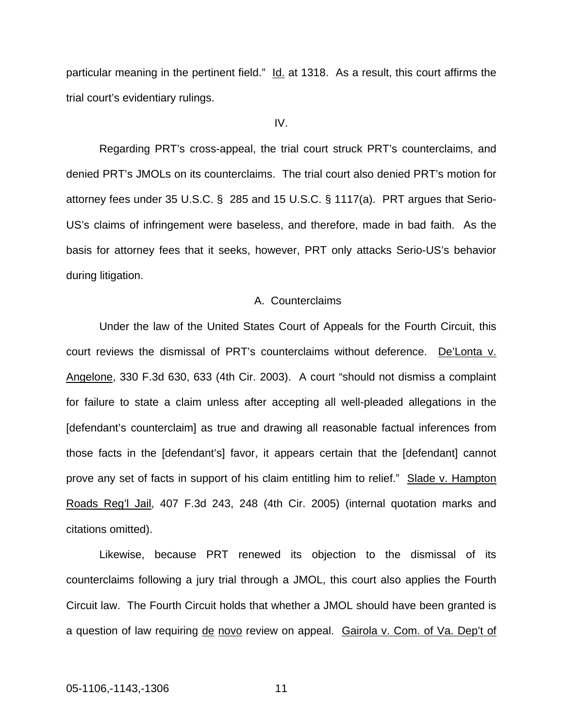particular meaning in the pertinent field." Id. at 1318. As a result, this court affirms the trial court's evidentiary rulings.

IV.

Regarding PRT's cross-appeal, the trial court struck PRT's counterclaims, and denied PRT's JMOLs on its counterclaims. The trial court also denied PRT's motion for attorney fees under 35 U.S.C. § 285 and 15 U.S.C. § 1117(a). PRT argues that Serio-US's claims of infringement were baseless, and therefore, made in bad faith. As the basis for attorney fees that it seeks, however, PRT only attacks Serio-US's behavior during litigation.

A. Counterclaims

Under the law of the United States Court of Appeals for the Fourth Circuit, this court reviews the dismissal of PRT's counterclaims without deference. De'Lonta v. Angelone, 330 F.3d 630, 633 (4th Cir. 2003). A court "should not dismiss a complaint for failure to state a claim unless after accepting all well-pleaded allegations in the [defendant's counterclaim] as true and drawing all reasonable factual inferences from those facts in the [defendant's] favor, it appears certain that the [defendant] cannot prove any set of facts in support of his claim entitling him to relief." Slade v. Hampton Roads Reg'l Jail, 407 F.3d 243, 248 (4th Cir. 2005) (internal quotation marks and citations omitted).

Likewise, because PRT renewed its objection to the dismissal of its counterclaims following a jury trial through a JMOL, this court also applies the Fourth Circuit law. The Fourth Circuit holds that whether a JMOL should have been granted is a question of law requiring de novo review on appeal. Gairola v. Com. of Va. Dep't of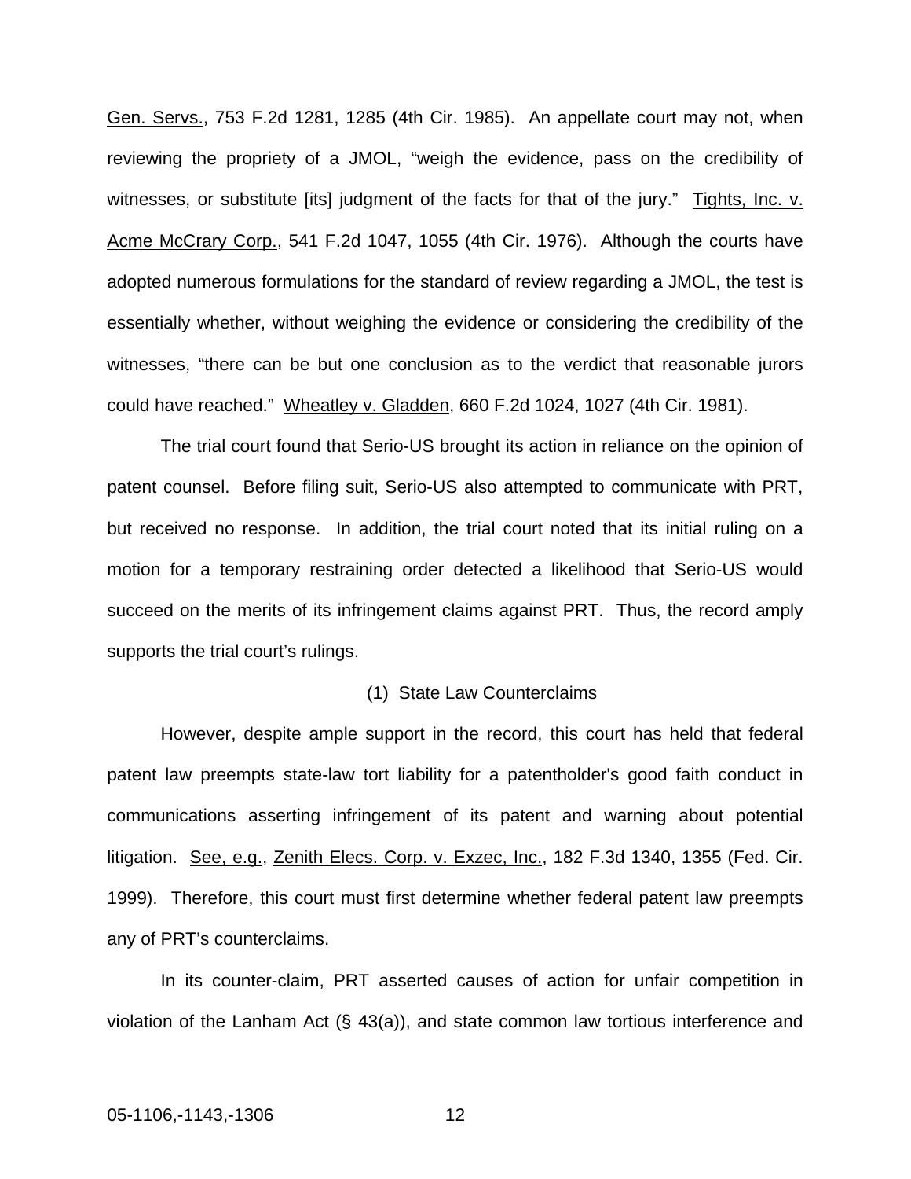Gen. Servs., 753 F.2d 1281, 1285 (4th Cir. 1985). An appellate court may not, when reviewing the propriety of a JMOL, "weigh the evidence, pass on the credibility of witnesses, or substitute [its] judgment of the facts for that of the jury." Tights, Inc. v. Acme McCrary Corp., 541 F.2d 1047, 1055 (4th Cir. 1976). Although the courts have adopted numerous formulations for the standard of review regarding a JMOL, the test is essentially whether, without weighing the evidence or considering the credibility of the witnesses, "there can be but one conclusion as to the verdict that reasonable jurors could have reached." Wheatley v. Gladden, 660 F.2d 1024, 1027 (4th Cir. 1981).

The trial court found that Serio-US brought its action in reliance on the opinion of patent counsel. Before filing suit, Serio-US also attempted to communicate with PRT, but received no response. In addition, the trial court noted that its initial ruling on a motion for a temporary restraining order detected a likelihood that Serio-US would succeed on the merits of its infringement claims against PRT. Thus, the record amply supports the trial court's rulings.

(1) State Law Counterclaims

However, despite ample support in the record, this court has held that federal patent law preempts state-law tort liability for a patentholder's good faith conduct in communications asserting infringement of its patent and warning about potential litigation. See, e.g., Zenith Elecs. Corp. v. Exzec, Inc., 182 F.3d 1340, 1355 (Fed. Cir. 1999). Therefore, this court must first determine whether federal patent law preempts any of PRT's counterclaims.

In its counter-claim, PRT asserted causes of action for unfair competition in violation of the Lanham Act (§ 43(a)), and state common law tortious interference and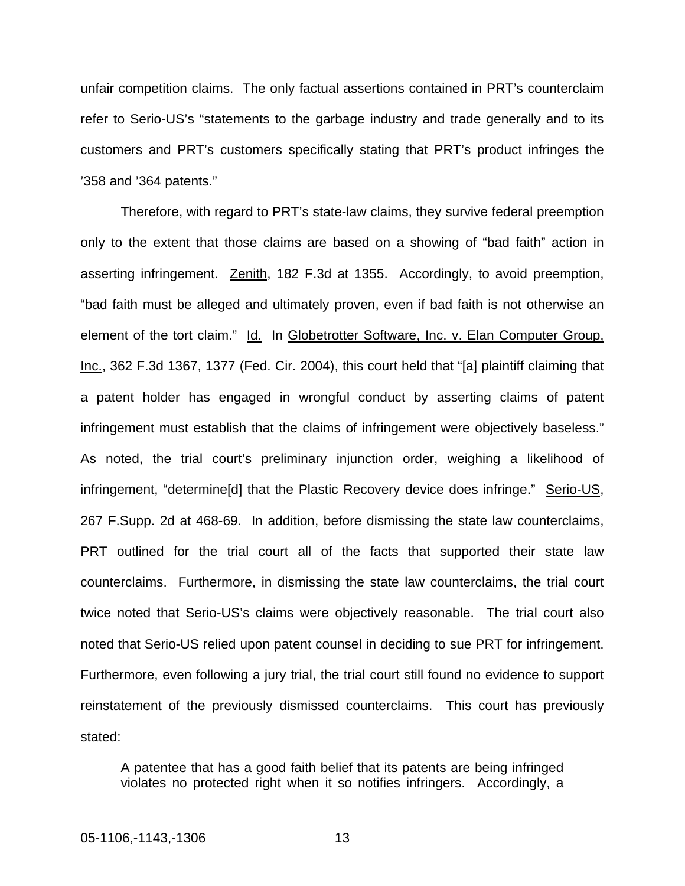unfair competition claims. The only factual assertions contained in PRT's counterclaim refer to Serio-US's "statements to the garbage industry and trade generally and to its customers and PRT's customers specifically stating that PRT's product infringes the '358 and '364 patents."

Therefore, with regard to PRT's state-law claims, they survive federal preemption only to the extent that those claims are based on a showing of "bad faith" action in asserting infringement. Zenith, 182 F.3d at 1355. Accordingly, to avoid preemption, "bad faith must be alleged and ultimately proven, even if bad faith is not otherwise an element of the tort claim." Id. In Globetrotter Software, Inc. v. Elan Computer Group, Inc., 362 F.3d 1367, 1377 (Fed. Cir. 2004), this court held that "[a] plaintiff claiming that a patent holder has engaged in wrongful conduct by asserting claims of patent infringement must establish that the claims of infringement were objectively baseless." As noted, the trial court's preliminary injunction order, weighing a likelihood of infringement, "determine[d] that the Plastic Recovery device does infringe." Serio-US, 267 F.Supp. 2d at 468-69. In addition, before dismissing the state law counterclaims, PRT outlined for the trial court all of the facts that supported their state law counterclaims. Furthermore, in dismissing the state law counterclaims, the trial court twice noted that Serio-US's claims were objectively reasonable. The trial court also noted that Serio-US relied upon patent counsel in deciding to sue PRT for infringement. Furthermore, even following a jury trial, the trial court still found no evidence to support reinstatement of the previously dismissed counterclaims. This court has previously stated:

> A patentee that has a good faith belief that its patents are being infringed violates no protected right when it so notifies infringers. Accordingly, a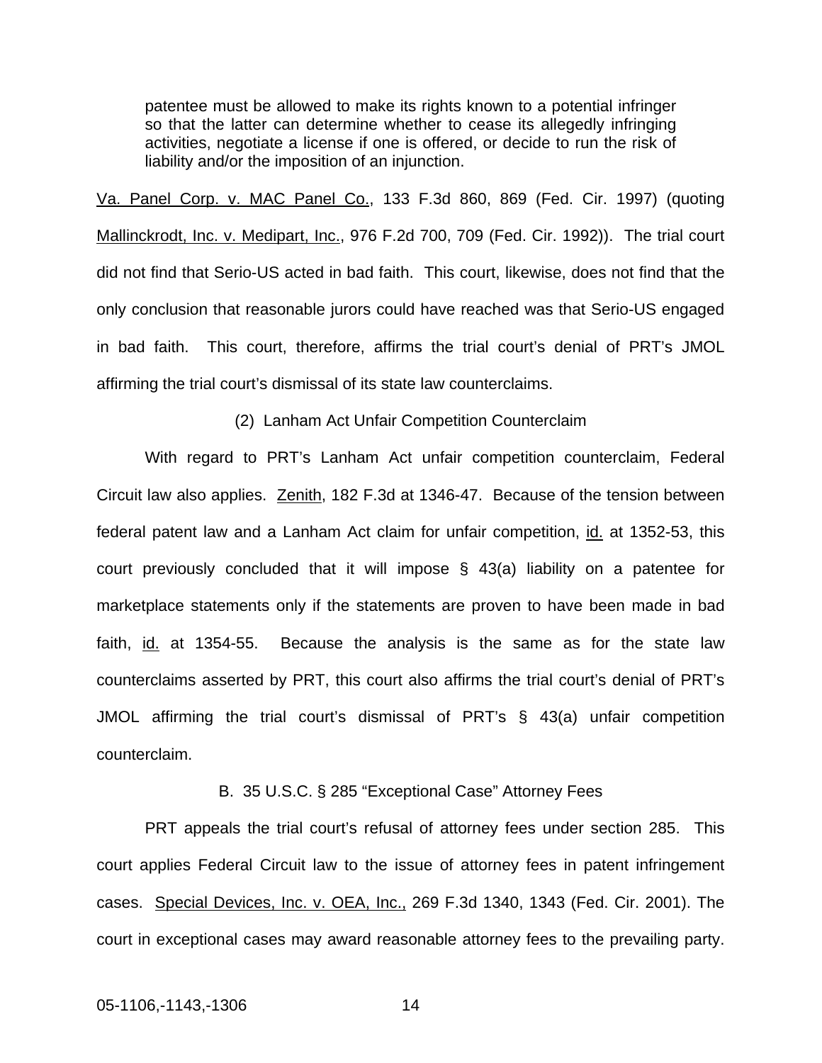> patentee must be allowed to make its rights known to a potential infringer so that the latter can determine whether to cease its allegedly infringing activities, negotiate a license if one is offered, or decide to run the risk of liability and/or the imposition of an injunction.

Va. Panel Corp. v. MAC Panel Co., 133 F.3d 860, 869 (Fed. Cir. 1997) (quoting Mallinckrodt, Inc. v. Medipart, Inc., 976 F.2d 700, 709 (Fed. Cir. 1992)). The trial court did not find that Serio-US acted in bad faith. This court, likewise, does not find that the only conclusion that reasonable jurors could have reached was that Serio-US engaged in bad faith. This court, therefore, affirms the trial court's denial of PRT's JMOL affirming the trial court's dismissal of its state law counterclaims.

(2) Lanham Act Unfair Competition Counterclaim

With regard to PRT's Lanham Act unfair competition counterclaim, Federal Circuit law also applies. Zenith, 182 F.3d at 1346-47. Because of the tension between federal patent law and a Lanham Act claim for unfair competition, id. at 1352-53, this court previously concluded that it will impose § 43(a) liability on a patentee for marketplace statements only if the statements are proven to have been made in bad faith, id. at 1354-55. Because the analysis is the same as for the state law counterclaims asserted by PRT, this court also affirms the trial court's denial of PRT's JMOL affirming the trial court's dismissal of PRT's § 43(a) unfair competition counterclaim.

B. 35 U.S.C. § 285 "Exceptional Case" Attorney Fees

PRT appeals the trial court's refusal of attorney fees under section 285. This court applies Federal Circuit law to the issue of attorney fees in patent infringement cases. Special Devices, Inc. v. OEA, Inc., 269 F.3d 1340, 1343 (Fed. Cir. 2001). The court in exceptional cases may award reasonable attorney fees to the prevailing party.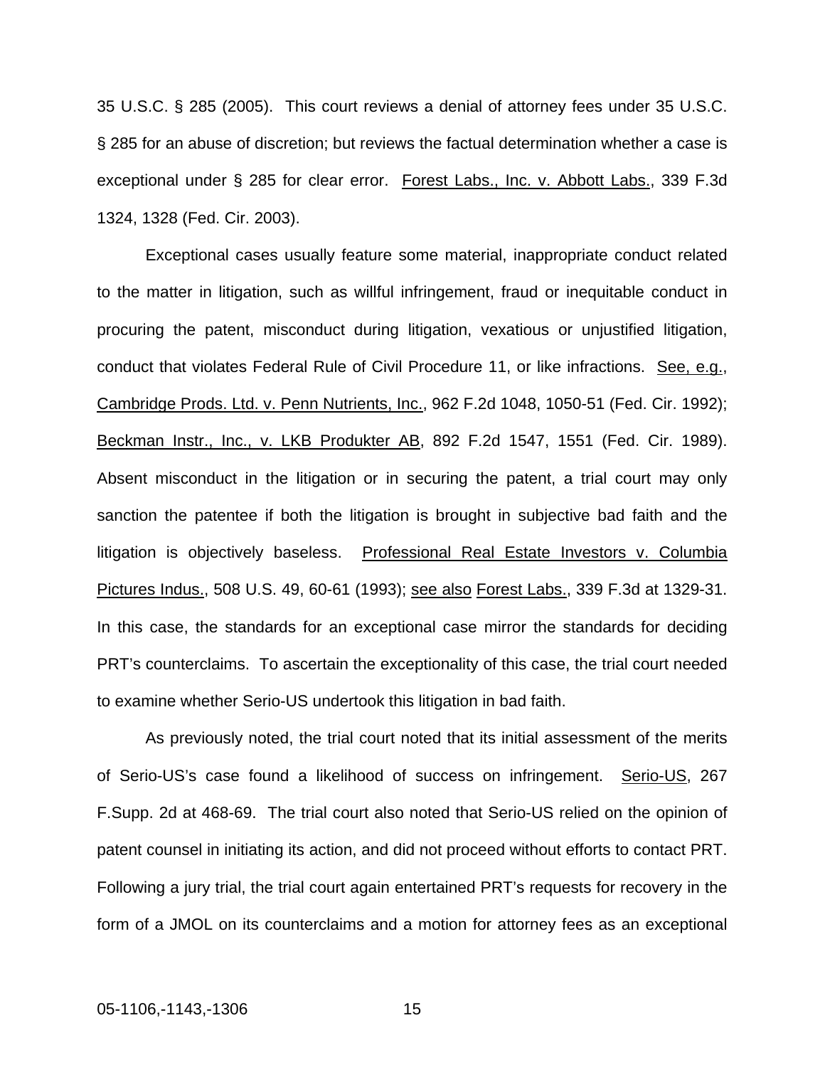35 U.S.C. § 285 (2005). This court reviews a denial of attorney fees under 35 U.S.C. § 285 for an abuse of discretion; but reviews the factual determination whether a case is exceptional under § 285 for clear error. Forest Labs., Inc. v. Abbott Labs., 339 F.3d 1324, 1328 (Fed. Cir. 2003).

Exceptional cases usually feature some material, inappropriate conduct related to the matter in litigation, such as willful infringement, fraud or inequitable conduct in procuring the patent, misconduct during litigation, vexatious or unjustified litigation, conduct that violates Federal Rule of Civil Procedure 11, or like infractions. See, e.g., Cambridge Prods. Ltd. v. Penn Nutrients, Inc., 962 F.2d 1048, 1050-51 (Fed. Cir. 1992); Beckman Instr., Inc., v. LKB Produkter AB, 892 F.2d 1547, 1551 (Fed. Cir. 1989). Absent misconduct in the litigation or in securing the patent, a trial court may only sanction the patentee if both the litigation is brought in subjective bad faith and the litigation is objectively baseless. Professional Real Estate Investors v. Columbia Pictures Indus., 508 U.S. 49, 60-61 (1993); see also Forest Labs., 339 F.3d at 1329-31. In this case, the standards for an exceptional case mirror the standards for deciding PRT's counterclaims. To ascertain the exceptionality of this case, the trial court needed to examine whether Serio-US undertook this litigation in bad faith.

As previously noted, the trial court noted that its initial assessment of the merits of Serio-US's case found a likelihood of success on infringement. Serio-US, 267 F.Supp. 2d at 468-69. The trial court also noted that Serio-US relied on the opinion of patent counsel in initiating its action, and did not proceed without efforts to contact PRT. Following a jury trial, the trial court again entertained PRT's requests for recovery in the form of a JMOL on its counterclaims and a motion for attorney fees as an exceptional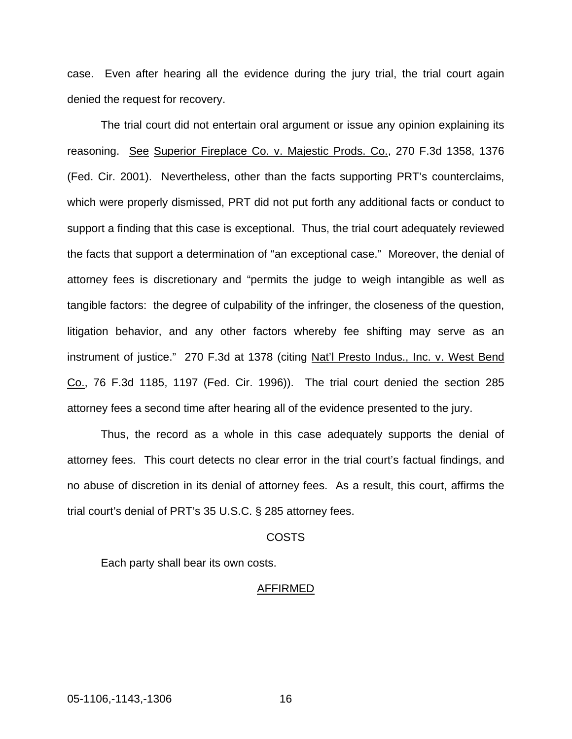case. Even after hearing all the evidence during the jury trial, the trial court again denied the request for recovery.

The trial court did not entertain oral argument or issue any opinion explaining its reasoning. See Superior Fireplace Co. v. Majestic Prods. Co., 270 F.3d 1358, 1376 (Fed. Cir. 2001). Nevertheless, other than the facts supporting PRT's counterclaims, which were properly dismissed, PRT did not put forth any additional facts or conduct to support a finding that this case is exceptional. Thus, the trial court adequately reviewed the facts that support a determination of "an exceptional case." Moreover, the denial of attorney fees is discretionary and "permits the judge to weigh intangible as well as tangible factors: the degree of culpability of the infringer, the closeness of the question, litigation behavior, and any other factors whereby fee shifting may serve as an instrument of justice." 270 F.3d at 1378 (citing Nat'l Presto Indus., Inc. v. West Bend Co., 76 F.3d 1185, 1197 (Fed. Cir. 1996)). The trial court denied the section 285 attorney fees a second time after hearing all of the evidence presented to the jury.

Thus, the record as a whole in this case adequately supports the denial of attorney fees. This court detects no clear error in the trial court's factual findings, and no abuse of discretion in its denial of attorney fees. As a result, this court, affirms the trial court's denial of PRT's 35 U.S.C. § 285 attorney fees.

## COSTS

Each party shall bear its own costs.

AFFIRMED